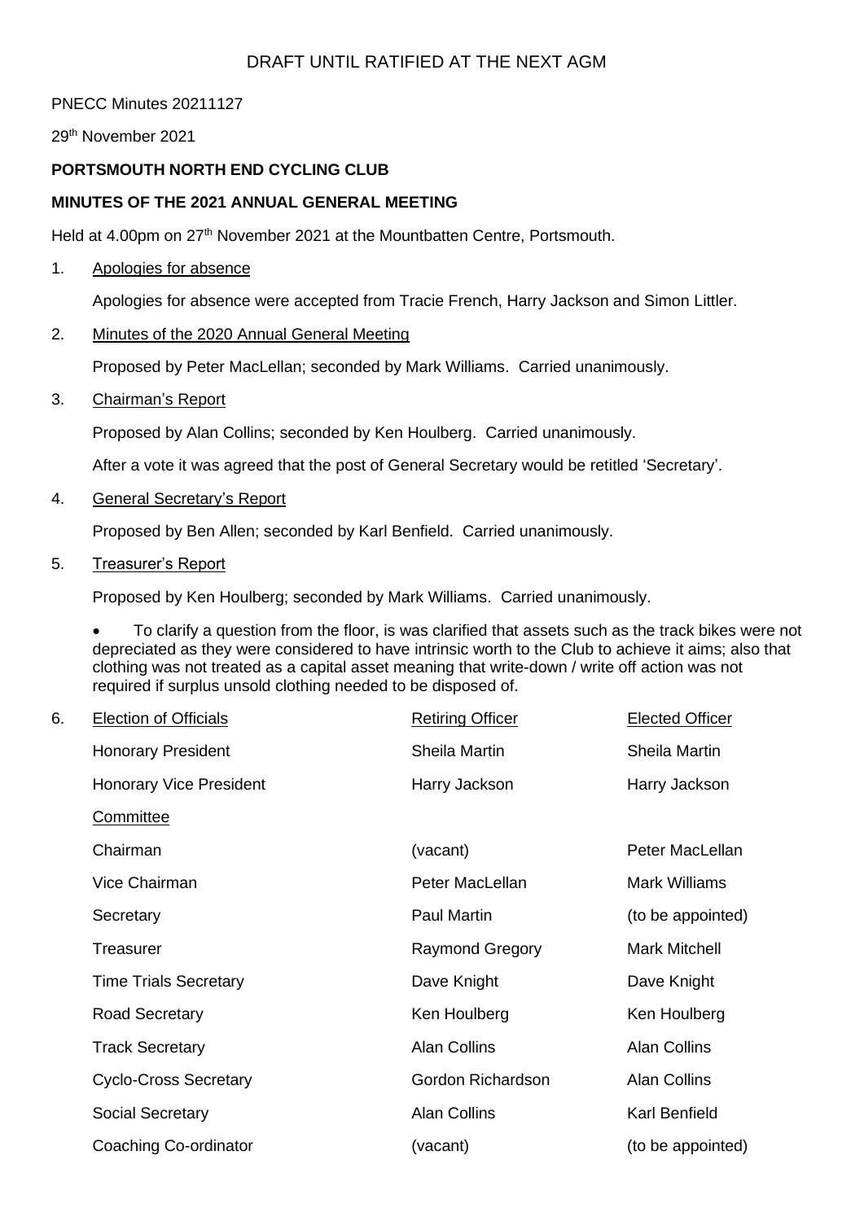DRAFT UNTIL RATIFIED AT THE NEXT AGM

PNECC Minutes 20211127

29th November 2021

**PORTSMOUTH NORTH END CYCLING CLUB**

**MINUTES OF THE 2021 ANNUAL GENERAL MEETING**

Held at 4.00pm on 27th November 2021 at the Mountbatten Centre, Portsmouth.

1. Apologies for absence

   Apologies for absence were accepted from Tracie French, Harry Jackson and Simon Littler.

2. Minutes of the 2020 Annual General Meeting

   Proposed by Peter MacLellan; seconded by Mark Williams. Carried unanimously.

3. Chairman's Report

   Proposed by Alan Collins; seconded by Ken Houlberg. Carried unanimously.

   After a vote it was agreed that the post of General Secretary would be retitled 'Secretary'.

4. General Secretary's Report

   Proposed by Ben Allen; seconded by Karl Benfield. Carried unanimously.

5. Treasurer's Report

   Proposed by Ken Houlberg; seconded by Mark Williams. Carried unanimously.

   - To clarify a question from the floor, is was clarified that assets such as the track bikes were not depreciated as they were considered to have intrinsic worth to the Club to achieve it aims; also that clothing was not treated as a capital asset meaning that write-down / write off action was not required if surplus unsold clothing needed to be disposed of.

6. Election of Officials

| Election of Officials | Retiring Officer | Elected Officer |
|---|---|---|
| Honorary President | Sheila Martin | Sheila Martin |
| Honorary Vice President | Harry Jackson | Harry Jackson |
| Committee | | |
| Chairman | (vacant) | Peter MacLellan |
| Vice Chairman | Peter MacLellan | Mark Williams |
| Secretary | Paul Martin | (to be appointed) |
| Treasurer | Raymond Gregory | Mark Mitchell |
| Time Trials Secretary | Dave Knight | Dave Knight |
| Road Secretary | Ken Houlberg | Ken Houlberg |
| Track Secretary | Alan Collins | Alan Collins |
| Cyclo-Cross Secretary | Gordon Richardson | Alan Collins |
| Social Secretary | Alan Collins | Karl Benfield |
| Coaching Co-ordinator | (vacant) | (to be appointed) |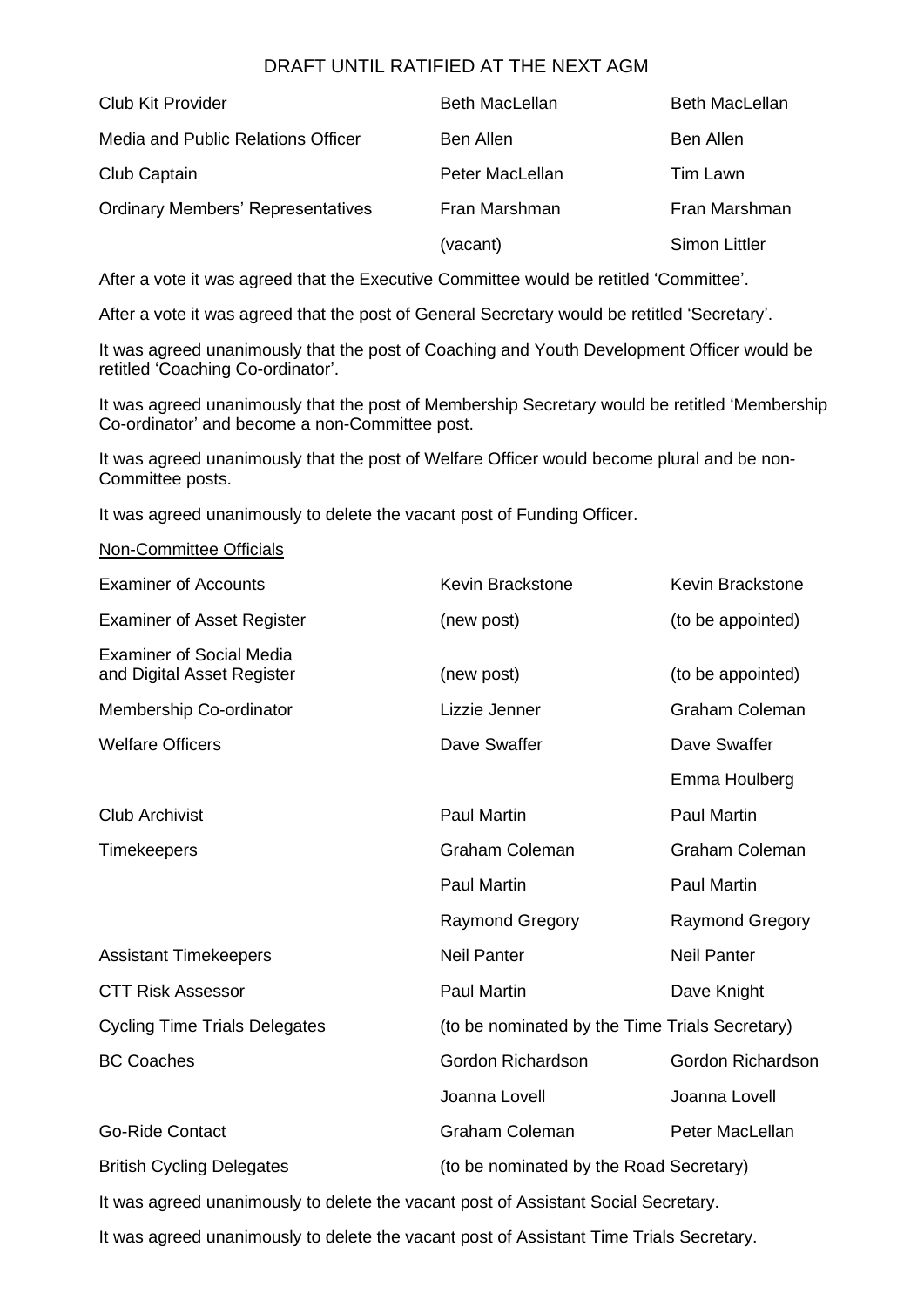DRAFT UNTIL RATIFIED AT THE NEXT AGM

| | | |
|---|---|---|
| Club Kit Provider | Beth MacLellan | Beth MacLellan |
| Media and Public Relations Officer | Ben Allen | Ben Allen |
| Club Captain | Peter MacLellan | Tim Lawn |
| Ordinary Members' Representatives | Fran Marshman | Fran Marshman |
| | (vacant) | Simon Littler |

After a vote it was agreed that the Executive Committee would be retitled 'Committee'.

After a vote it was agreed that the post of General Secretary would be retitled 'Secretary'.

It was agreed unanimously that the post of Coaching and Youth Development Officer would be retitled 'Coaching Co-ordinator'.

It was agreed unanimously that the post of Membership Secretary would be retitled 'Membership Co-ordinator' and become a non-Committee post.

It was agreed unanimously that the post of Welfare Officer would become plural and be non-Committee posts.

It was agreed unanimously to delete the vacant post of Funding Officer.

Non-Committee Officials

| | | |
|---|---|---|
| Examiner of Accounts | Kevin Brackstone | Kevin Brackstone |
| Examiner of Asset Register | (new post) | (to be appointed) |
| Examiner of Social Media and Digital Asset Register | (new post) | (to be appointed) |
| Membership Co-ordinator | Lizzie Jenner | Graham Coleman |
| Welfare Officers | Dave Swaffer | Dave Swaffer |
| | | Emma Houlberg |
| Club Archivist | Paul Martin | Paul Martin |
| Timekeepers | Graham Coleman | Graham Coleman |
| | Paul Martin | Paul Martin |
| | Raymond Gregory | Raymond Gregory |
| Assistant Timekeepers | Neil Panter | Neil Panter |
| CTT Risk Assessor | Paul Martin | Dave Knight |
| Cycling Time Trials Delegates | (to be nominated by the Time Trials Secretary) | |
| BC Coaches | Gordon Richardson | Gordon Richardson |
| | Joanna Lovell | Joanna Lovell |
| Go-Ride Contact | Graham Coleman | Peter MacLellan |
| British Cycling Delegates | (to be nominated by the Road Secretary) | |

It was agreed unanimously to delete the vacant post of Assistant Social Secretary.

It was agreed unanimously to delete the vacant post of Assistant Time Trials Secretary.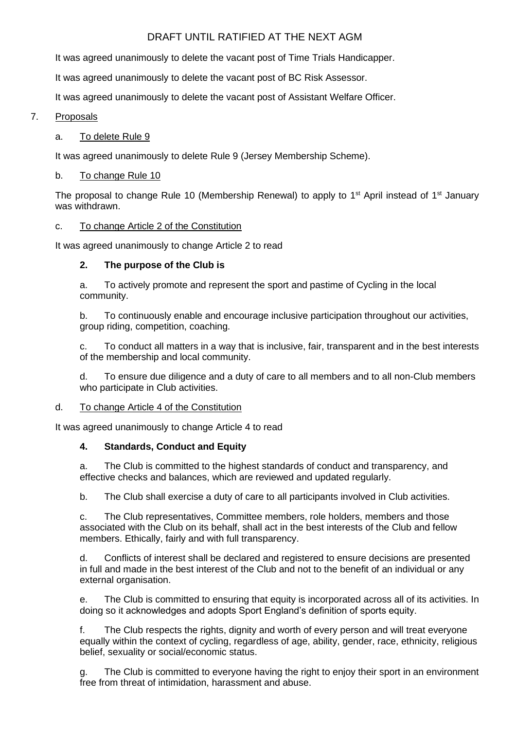DRAFT UNTIL RATIFIED AT THE NEXT AGM

It was agreed unanimously to delete the vacant post of Time Trials Handicapper.

It was agreed unanimously to delete the vacant post of BC Risk Assessor.

It was agreed unanimously to delete the vacant post of Assistant Welfare Officer.

7. Proposals

a. To delete Rule 9

It was agreed unanimously to delete Rule 9 (Jersey Membership Scheme).

b. To change Rule 10

The proposal to change Rule 10 (Membership Renewal) to apply to 1st April instead of 1st January was withdrawn.

c. To change Article 2 of the Constitution

It was agreed unanimously to change Article 2 to read

**2. The purpose of the Club is**

a. To actively promote and represent the sport and pastime of Cycling in the local community.

b. To continuously enable and encourage inclusive participation throughout our activities, group riding, competition, coaching.

c. To conduct all matters in a way that is inclusive, fair, transparent and in the best interests of the membership and local community.

d. To ensure due diligence and a duty of care to all members and to all non-Club members who participate in Club activities.

d. To change Article 4 of the Constitution

It was agreed unanimously to change Article 4 to read

**4. Standards, Conduct and Equity**

a. The Club is committed to the highest standards of conduct and transparency, and effective checks and balances, which are reviewed and updated regularly.

b. The Club shall exercise a duty of care to all participants involved in Club activities.

c. The Club representatives, Committee members, role holders, members and those associated with the Club on its behalf, shall act in the best interests of the Club and fellow members. Ethically, fairly and with full transparency.

d. Conflicts of interest shall be declared and registered to ensure decisions are presented in full and made in the best interest of the Club and not to the benefit of an individual or any external organisation.

e. The Club is committed to ensuring that equity is incorporated across all of its activities. In doing so it acknowledges and adopts Sport England's definition of sports equity.

f. The Club respects the rights, dignity and worth of every person and will treat everyone equally within the context of cycling, regardless of age, ability, gender, race, ethnicity, religious belief, sexuality or social/economic status.

g. The Club is committed to everyone having the right to enjoy their sport in an environment free from threat of intimidation, harassment and abuse.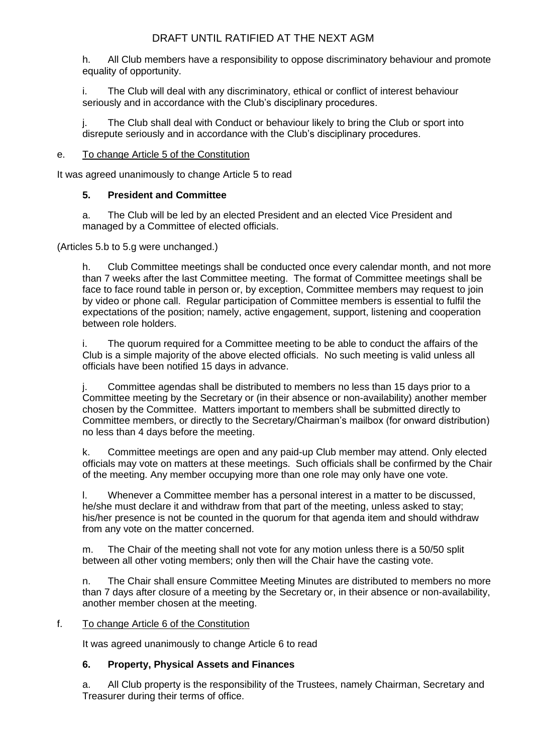h. All Club members have a responsibility to oppose discriminatory behaviour and promote equality of opportunity.

i. The Club will deal with any discriminatory, ethical or conflict of interest behaviour seriously and in accordance with the Club's disciplinary procedures.

j. The Club shall deal with Conduct or behaviour likely to bring the Club or sport into disrepute seriously and in accordance with the Club's disciplinary procedures.

e. <u>To change Article 5 of the Constitution</u>

It was agreed unanimously to change Article 5 to read

**5. President and Committee**

a. The Club will be led by an elected President and an elected Vice President and managed by a Committee of elected officials.

(Articles 5.b to 5.g were unchanged.)

h. Club Committee meetings shall be conducted once every calendar month, and not more than 7 weeks after the last Committee meeting. The format of Committee meetings shall be face to face round table in person or, by exception, Committee members may request to join by video or phone call. Regular participation of Committee members is essential to fulfil the expectations of the position; namely, active engagement, support, listening and cooperation between role holders.

i. The quorum required for a Committee meeting to be able to conduct the affairs of the Club is a simple majority of the above elected officials. No such meeting is valid unless all officials have been notified 15 days in advance.

j. Committee agendas shall be distributed to members no less than 15 days prior to a Committee meeting by the Secretary or (in their absence or non-availability) another member chosen by the Committee. Matters important to members shall be submitted directly to Committee members, or directly to the Secretary/Chairman's mailbox (for onward distribution) no less than 4 days before the meeting.

k. Committee meetings are open and any paid-up Club member may attend. Only elected officials may vote on matters at these meetings. Such officials shall be confirmed by the Chair of the meeting. Any member occupying more than one role may only have one vote.

l. Whenever a Committee member has a personal interest in a matter to be discussed, he/she must declare it and withdraw from that part of the meeting, unless asked to stay; his/her presence is not be counted in the quorum for that agenda item and should withdraw from any vote on the matter concerned.

m. The Chair of the meeting shall not vote for any motion unless there is a 50/50 split between all other voting members; only then will the Chair have the casting vote.

n. The Chair shall ensure Committee Meeting Minutes are distributed to members no more than 7 days after closure of a meeting by the Secretary or, in their absence or non-availability, another member chosen at the meeting.

f. <u>To change Article 6 of the Constitution</u>

It was agreed unanimously to change Article 6 to read

**6. Property, Physical Assets and Finances**

a. All Club property is the responsibility of the Trustees, namely Chairman, Secretary and Treasurer during their terms of office.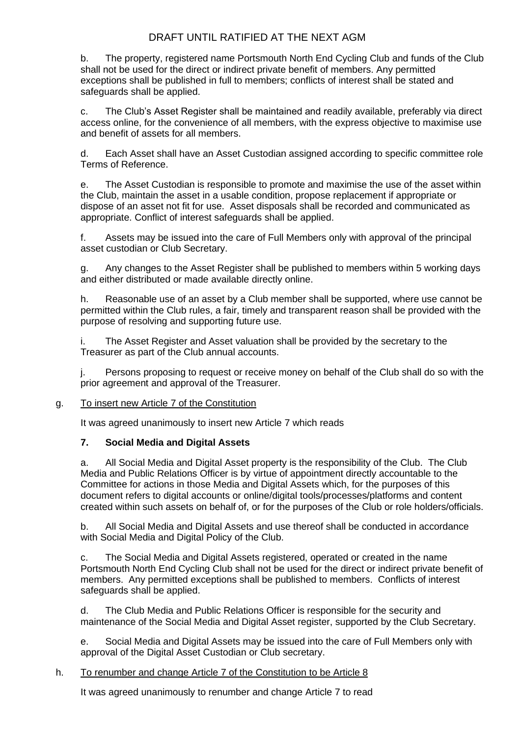b. The property, registered name Portsmouth North End Cycling Club and funds of the Club shall not be used for the direct or indirect private benefit of members. Any permitted exceptions shall be published in full to members; conflicts of interest shall be stated and safeguards shall be applied.

c. The Club's Asset Register shall be maintained and readily available, preferably via direct access online, for the convenience of all members, with the express objective to maximise use and benefit of assets for all members.

d. Each Asset shall have an Asset Custodian assigned according to specific committee role Terms of Reference.

e. The Asset Custodian is responsible to promote and maximise the use of the asset within the Club, maintain the asset in a usable condition, propose replacement if appropriate or dispose of an asset not fit for use. Asset disposals shall be recorded and communicated as appropriate. Conflict of interest safeguards shall be applied.

f. Assets may be issued into the care of Full Members only with approval of the principal asset custodian or Club Secretary.

g. Any changes to the Asset Register shall be published to members within 5 working days and either distributed or made available directly online.

h. Reasonable use of an asset by a Club member shall be supported, where use cannot be permitted within the Club rules, a fair, timely and transparent reason shall be provided with the purpose of resolving and supporting future use.

i. The Asset Register and Asset valuation shall be provided by the secretary to the Treasurer as part of the Club annual accounts.

j. Persons proposing to request or receive money on behalf of the Club shall do so with the prior agreement and approval of the Treasurer.

g. <u>To insert new Article 7 of the Constitution</u>

It was agreed unanimously to insert new Article 7 which reads

**7. Social Media and Digital Assets**

a. All Social Media and Digital Asset property is the responsibility of the Club. The Club Media and Public Relations Officer is by virtue of appointment directly accountable to the Committee for actions in those Media and Digital Assets which, for the purposes of this document refers to digital accounts or online/digital tools/processes/platforms and content created within such assets on behalf of, or for the purposes of the Club or role holders/officials.

b. All Social Media and Digital Assets and use thereof shall be conducted in accordance with Social Media and Digital Policy of the Club.

c. The Social Media and Digital Assets registered, operated or created in the name Portsmouth North End Cycling Club shall not be used for the direct or indirect private benefit of members. Any permitted exceptions shall be published to members. Conflicts of interest safeguards shall be applied.

d. The Club Media and Public Relations Officer is responsible for the security and maintenance of the Social Media and Digital Asset register, supported by the Club Secretary.

e. Social Media and Digital Assets may be issued into the care of Full Members only with approval of the Digital Asset Custodian or Club secretary.

h. <u>To renumber and change Article 7 of the Constitution to be Article 8</u>

It was agreed unanimously to renumber and change Article 7 to read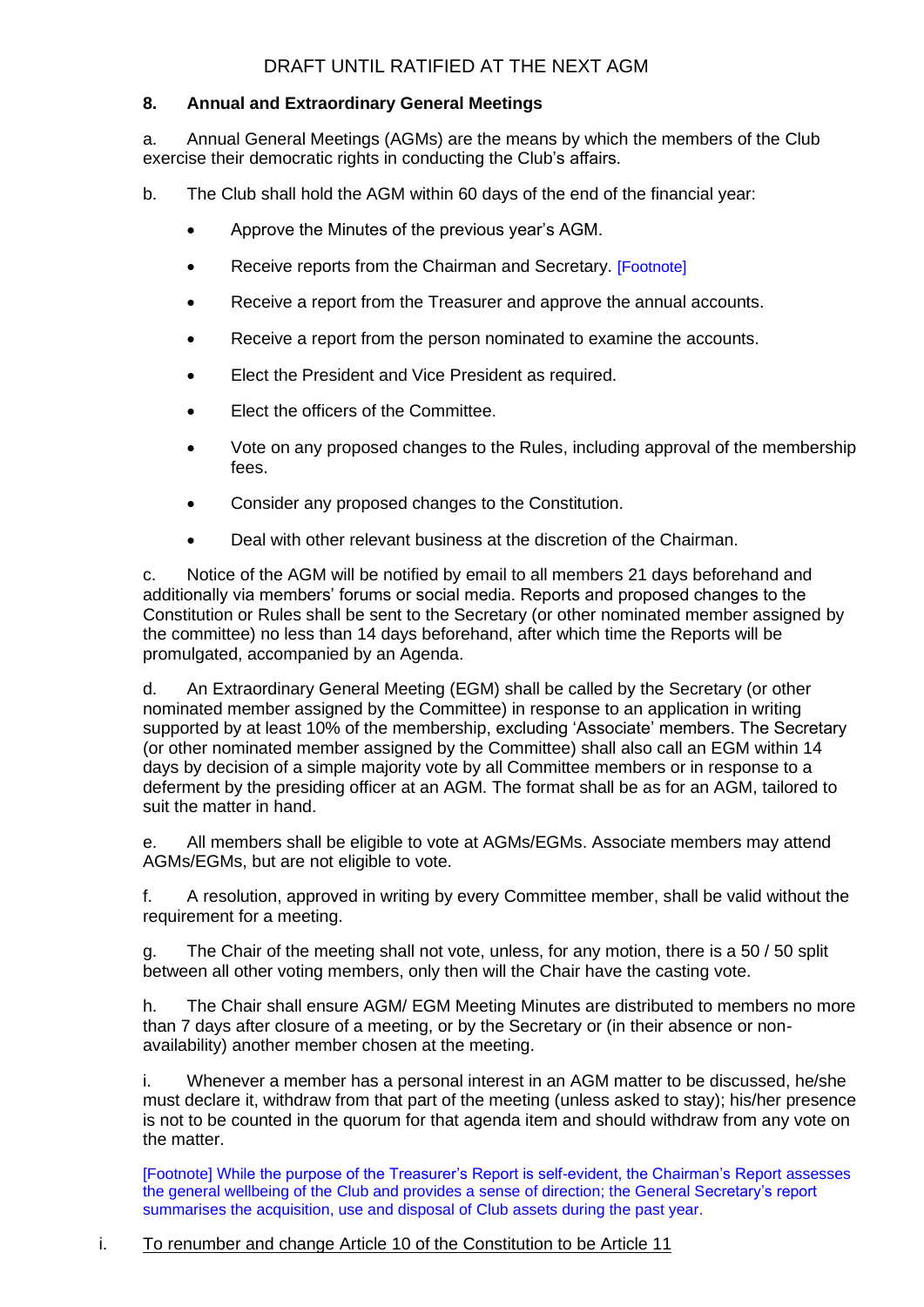DRAFT UNTIL RATIFIED AT THE NEXT AGM

**8. Annual and Extraordinary General Meetings**

a. Annual General Meetings (AGMs) are the means by which the members of the Club exercise their democratic rights in conducting the Club's affairs.

b. The Club shall hold the AGM within 60 days of the end of the financial year:

- Approve the Minutes of the previous year's AGM.
- Receive reports from the Chairman and Secretary. [Footnote]
- Receive a report from the Treasurer and approve the annual accounts.
- Receive a report from the person nominated to examine the accounts.
- Elect the President and Vice President as required.
- Elect the officers of the Committee.
- Vote on any proposed changes to the Rules, including approval of the membership fees.
- Consider any proposed changes to the Constitution.
- Deal with other relevant business at the discretion of the Chairman.

c. Notice of the AGM will be notified by email to all members 21 days beforehand and additionally via members' forums or social media. Reports and proposed changes to the Constitution or Rules shall be sent to the Secretary (or other nominated member assigned by the committee) no less than 14 days beforehand, after which time the Reports will be promulgated, accompanied by an Agenda.

d. An Extraordinary General Meeting (EGM) shall be called by the Secretary (or other nominated member assigned by the Committee) in response to an application in writing supported by at least 10% of the membership, excluding 'Associate' members. The Secretary (or other nominated member assigned by the Committee) shall also call an EGM within 14 days by decision of a simple majority vote by all Committee members or in response to a deferment by the presiding officer at an AGM. The format shall be as for an AGM, tailored to suit the matter in hand.

e. All members shall be eligible to vote at AGMs/EGMs. Associate members may attend AGMs/EGMs, but are not eligible to vote.

f. A resolution, approved in writing by every Committee member, shall be valid without the requirement for a meeting.

g. The Chair of the meeting shall not vote, unless, for any motion, there is a 50 / 50 split between all other voting members, only then will the Chair have the casting vote.

h. The Chair shall ensure AGM/ EGM Meeting Minutes are distributed to members no more than 7 days after closure of a meeting, or by the Secretary or (in their absence or non-availability) another member chosen at the meeting.

i. Whenever a member has a personal interest in an AGM matter to be discussed, he/she must declare it, withdraw from that part of the meeting (unless asked to stay); his/her presence is not to be counted in the quorum for that agenda item and should withdraw from any vote on the matter.

[Footnote] While the purpose of the Treasurer's Report is self-evident, the Chairman's Report assesses the general wellbeing of the Club and provides a sense of direction; the General Secretary's report summarises the acquisition, use and disposal of Club assets during the past year.

i. To renumber and change Article 10 of the Constitution to be Article 11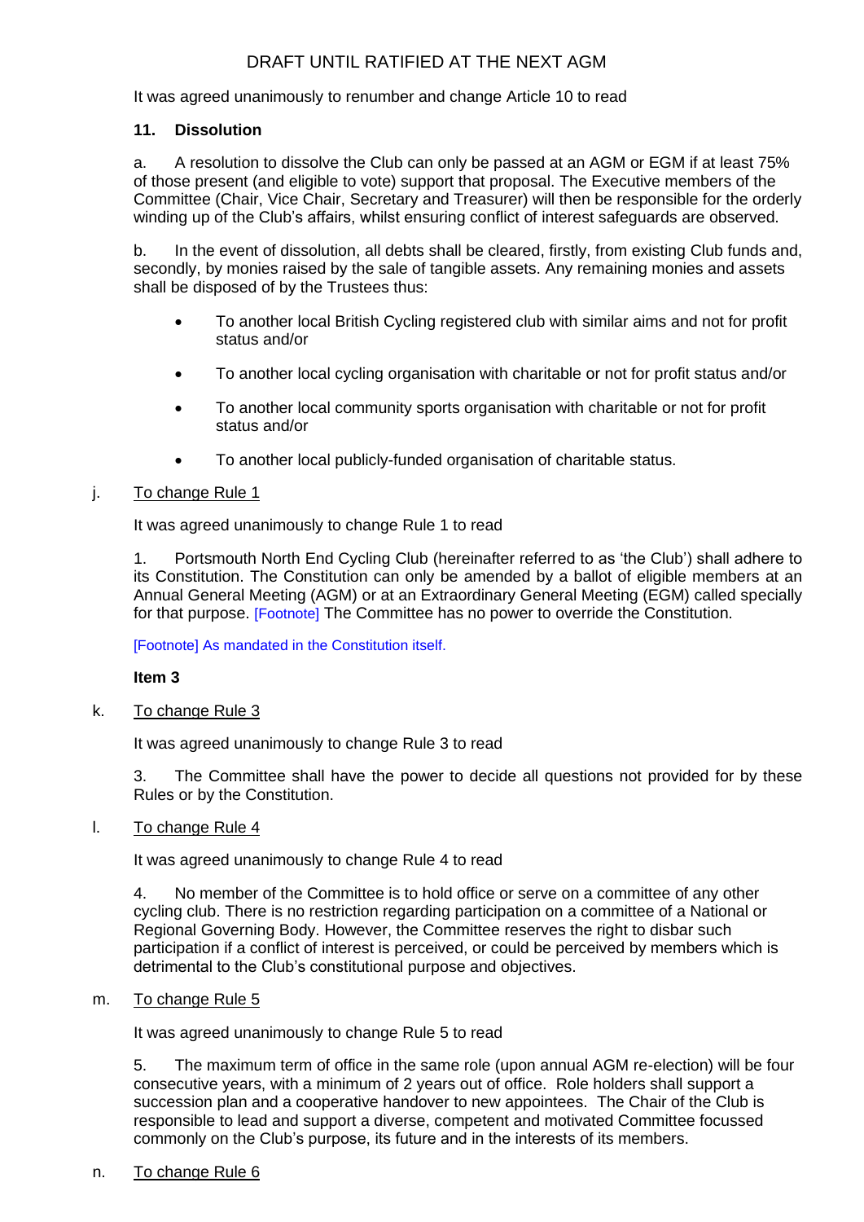DRAFT UNTIL RATIFIED AT THE NEXT AGM

It was agreed unanimously to renumber and change Article 10 to read

**11. Dissolution**

a. A resolution to dissolve the Club can only be passed at an AGM or EGM if at least 75% of those present (and eligible to vote) support that proposal. The Executive members of the Committee (Chair, Vice Chair, Secretary and Treasurer) will then be responsible for the orderly winding up of the Club's affairs, whilst ensuring conflict of interest safeguards are observed.

b. In the event of dissolution, all debts shall be cleared, firstly, from existing Club funds and, secondly, by monies raised by the sale of tangible assets. Any remaining monies and assets shall be disposed of by the Trustees thus:

- To another local British Cycling registered club with similar aims and not for profit status and/or
- To another local cycling organisation with charitable or not for profit status and/or
- To another local community sports organisation with charitable or not for profit status and/or
- To another local publicly-funded organisation of charitable status.

j. To change Rule 1

It was agreed unanimously to change Rule 1 to read

1. Portsmouth North End Cycling Club (hereinafter referred to as 'the Club') shall adhere to its Constitution. The Constitution can only be amended by a ballot of eligible members at an Annual General Meeting (AGM) or at an Extraordinary General Meeting (EGM) called specially for that purpose. [Footnote] The Committee has no power to override the Constitution.

[Footnote] As mandated in the Constitution itself.

**Item 3**

k. To change Rule 3

It was agreed unanimously to change Rule 3 to read

3. The Committee shall have the power to decide all questions not provided for by these Rules or by the Constitution.

l. To change Rule 4

It was agreed unanimously to change Rule 4 to read

4. No member of the Committee is to hold office or serve on a committee of any other cycling club. There is no restriction regarding participation on a committee of a National or Regional Governing Body. However, the Committee reserves the right to disbar such participation if a conflict of interest is perceived, or could be perceived by members which is detrimental to the Club's constitutional purpose and objectives.

m. To change Rule 5

It was agreed unanimously to change Rule 5 to read

5. The maximum term of office in the same role (upon annual AGM re-election) will be four consecutive years, with a minimum of 2 years out of office. Role holders shall support a succession plan and a cooperative handover to new appointees. The Chair of the Club is responsible to lead and support a diverse, competent and motivated Committee focussed commonly on the Club's purpose, its future and in the interests of its members.

n. To change Rule 6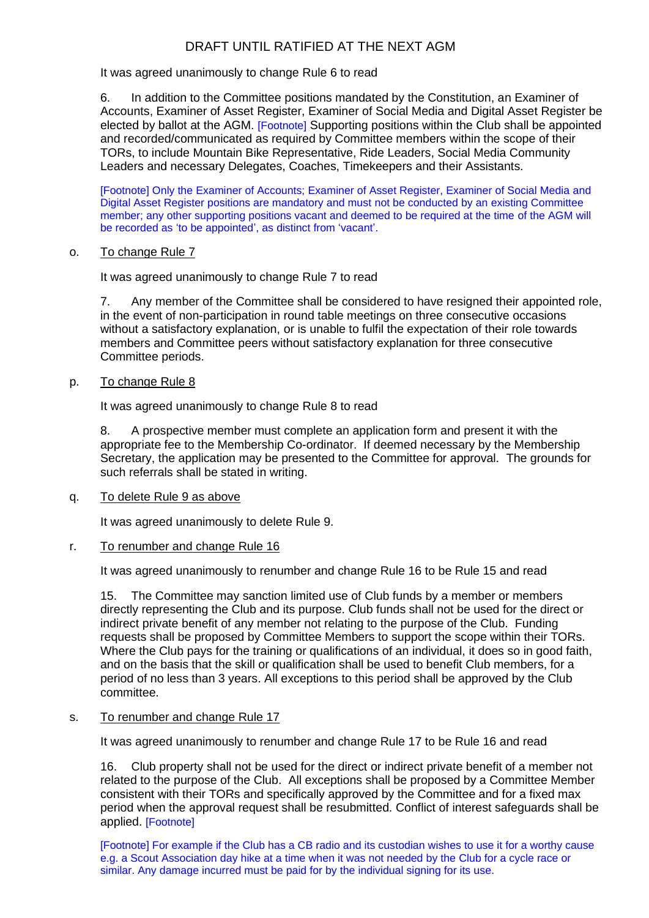DRAFT UNTIL RATIFIED AT THE NEXT AGM

It was agreed unanimously to change Rule 6 to read

6. In addition to the Committee positions mandated by the Constitution, an Examiner of Accounts, Examiner of Asset Register, Examiner of Social Media and Digital Asset Register be elected by ballot at the AGM. [Footnote] Supporting positions within the Club shall be appointed and recorded/communicated as required by Committee members within the scope of their TORs, to include Mountain Bike Representative, Ride Leaders, Social Media Community Leaders and necessary Delegates, Coaches, Timekeepers and their Assistants.

[Footnote] Only the Examiner of Accounts; Examiner of Asset Register, Examiner of Social Media and Digital Asset Register positions are mandatory and must not be conducted by an existing Committee member; any other supporting positions vacant and deemed to be required at the time of the AGM will be recorded as 'to be appointed', as distinct from 'vacant'.

o. To change Rule 7

It was agreed unanimously to change Rule 7 to read

7. Any member of the Committee shall be considered to have resigned their appointed role, in the event of non-participation in round table meetings on three consecutive occasions without a satisfactory explanation, or is unable to fulfil the expectation of their role towards members and Committee peers without satisfactory explanation for three consecutive Committee periods.

p. To change Rule 8

It was agreed unanimously to change Rule 8 to read

8. A prospective member must complete an application form and present it with the appropriate fee to the Membership Co-ordinator. If deemed necessary by the Membership Secretary, the application may be presented to the Committee for approval. The grounds for such referrals shall be stated in writing.

q. To delete Rule 9 as above

It was agreed unanimously to delete Rule 9.

r. To renumber and change Rule 16

It was agreed unanimously to renumber and change Rule 16 to be Rule 15 and read

15. The Committee may sanction limited use of Club funds by a member or members directly representing the Club and its purpose. Club funds shall not be used for the direct or indirect private benefit of any member not relating to the purpose of the Club. Funding requests shall be proposed by Committee Members to support the scope within their TORs. Where the Club pays for the training or qualifications of an individual, it does so in good faith, and on the basis that the skill or qualification shall be used to benefit Club members, for a period of no less than 3 years. All exceptions to this period shall be approved by the Club committee.

s. To renumber and change Rule 17

It was agreed unanimously to renumber and change Rule 17 to be Rule 16 and read

16. Club property shall not be used for the direct or indirect private benefit of a member not related to the purpose of the Club. All exceptions shall be proposed by a Committee Member consistent with their TORs and specifically approved by the Committee and for a fixed max period when the approval request shall be resubmitted. Conflict of interest safeguards shall be applied. [Footnote]

[Footnote] For example if the Club has a CB radio and its custodian wishes to use it for a worthy cause e.g. a Scout Association day hike at a time when it was not needed by the Club for a cycle race or similar. Any damage incurred must be paid for by the individual signing for its use.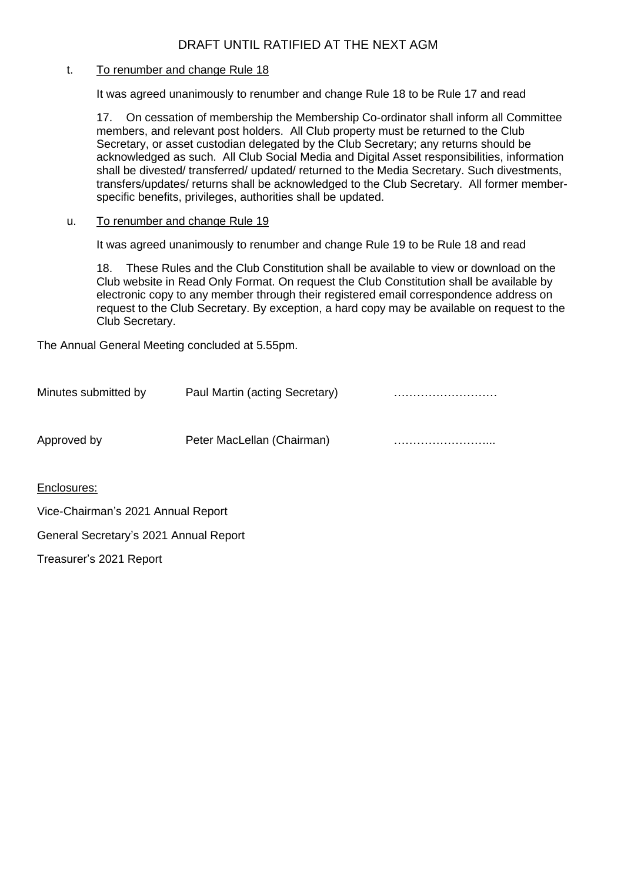DRAFT UNTIL RATIFIED AT THE NEXT AGM

t. <u>To renumber and change Rule 18</u>

It was agreed unanimously to renumber and change Rule 18 to be Rule 17 and read

17. On cessation of membership the Membership Co-ordinator shall inform all Committee members, and relevant post holders. All Club property must be returned to the Club Secretary, or asset custodian delegated by the Club Secretary; any returns should be acknowledged as such. All Club Social Media and Digital Asset responsibilities, information shall be divested/ transferred/ updated/ returned to the Media Secretary. Such divestments, transfers/updates/ returns shall be acknowledged to the Club Secretary. All former member-specific benefits, privileges, authorities shall be updated.

u. <u>To renumber and change Rule 19</u>

It was agreed unanimously to renumber and change Rule 19 to be Rule 18 and read

18. These Rules and the Club Constitution shall be available to view or download on the Club website in Read Only Format. On request the Club Constitution shall be available by electronic copy to any member through their registered email correspondence address on request to the Club Secretary. By exception, a hard copy may be available on request to the Club Secretary.

The Annual General Meeting concluded at 5.55pm.

Minutes submitted by Paul Martin (acting Secretary) ………………………

Approved by Peter MacLellan (Chairman) ……………………..

<u>Enclosures:</u>

Vice-Chairman's 2021 Annual Report

General Secretary's 2021 Annual Report

Treasurer's 2021 Report